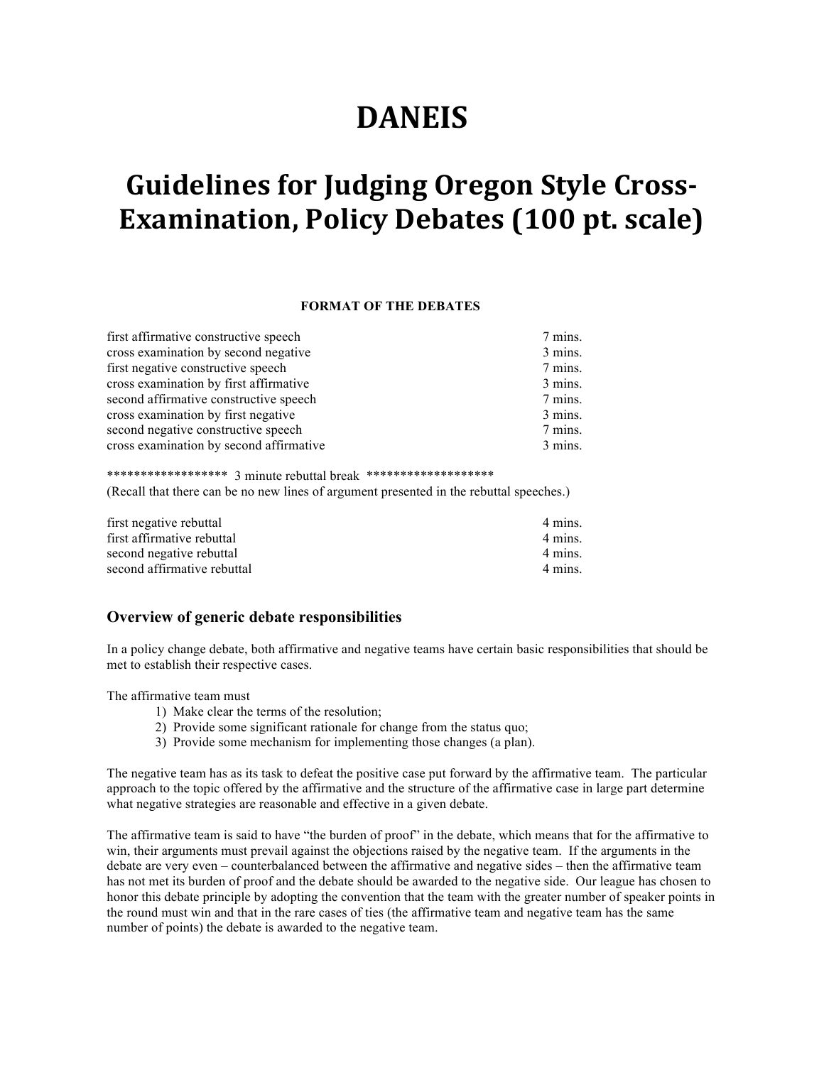# DANEIS

# Guidelines for Judging Oregon Style Cross-Examination, Policy Debates (100 pt. scale)

**FORMAT OF THE DEBATES**

| | |
|---|---|
| first affirmative constructive speech | 7 mins. |
| cross examination by second negative | 3 mins. |
| first negative constructive speech | 7 mins. |
| cross examination by first affirmative | 3 mins. |
| second affirmative constructive speech | 7 mins. |
| cross examination by first negative | 3 mins. |
| second negative constructive speech | 7 mins. |
| cross examination by second affirmative | 3 mins. |

****************** 3 minute rebuttal break *******************

(Recall that there can be no new lines of argument presented in the rebuttal speeches.)

| | |
|---|---|
| first negative rebuttal | 4 mins. |
| first affirmative rebuttal | 4 mins. |
| second negative rebuttal | 4 mins. |
| second affirmative rebuttal | 4 mins. |

### Overview of generic debate responsibilities

In a policy change debate, both affirmative and negative teams have certain basic responsibilities that should be met to establish their respective cases.

The affirmative team must

1) Make clear the terms of the resolution;
2) Provide some significant rationale for change from the status quo;
3) Provide some mechanism for implementing those changes (a plan).

The negative team has as its task to defeat the positive case put forward by the affirmative team. The particular approach to the topic offered by the affirmative and the structure of the affirmative case in large part determine what negative strategies are reasonable and effective in a given debate.

The affirmative team is said to have "the burden of proof" in the debate, which means that for the affirmative to win, their arguments must prevail against the objections raised by the negative team. If the arguments in the debate are very even – counterbalanced between the affirmative and negative sides – then the affirmative team has not met its burden of proof and the debate should be awarded to the negative side. Our league has chosen to honor this debate principle by adopting the convention that the team with the greater number of speaker points in the round must win and that in the rare cases of ties (the affirmative team and negative team has the same number of points) the debate is awarded to the negative team.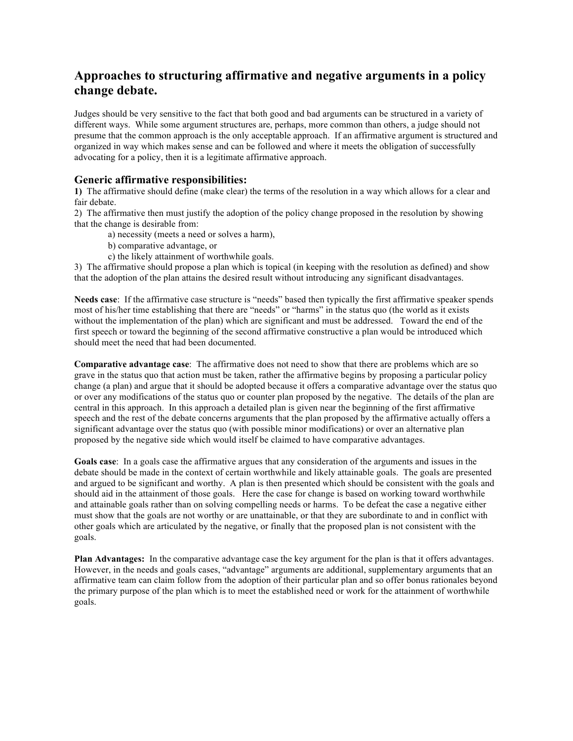## Approaches to structuring affirmative and negative arguments in a policy change debate.

Judges should be very sensitive to the fact that both good and bad arguments can be structured in a variety of different ways. While some argument structures are, perhaps, more common than others, a judge should not presume that the common approach is the only acceptable approach. If an affirmative argument is structured and organized in way which makes sense and can be followed and where it meets the obligation of successfully advocating for a policy, then it is a legitimate affirmative approach.

### Generic affirmative responsibilities:

**1)** The affirmative should define (make clear) the terms of the resolution in a way which allows for a clear and fair debate.
2) The affirmative then must justify the adoption of the policy change proposed in the resolution by showing that the change is desirable from:

- a) necessity (meets a need or solves a harm),
- b) comparative advantage, or
- c) the likely attainment of worthwhile goals.

3) The affirmative should propose a plan which is topical (in keeping with the resolution as defined) and show that the adoption of the plan attains the desired result without introducing any significant disadvantages.

**Needs case**: If the affirmative case structure is "needs" based then typically the first affirmative speaker spends most of his/her time establishing that there are "needs" or "harms" in the status quo (the world as it exists without the implementation of the plan) which are significant and must be addressed. Toward the end of the first speech or toward the beginning of the second affirmative constructive a plan would be introduced which should meet the need that had been documented.

**Comparative advantage case**: The affirmative does not need to show that there are problems which are so grave in the status quo that action must be taken, rather the affirmative begins by proposing a particular policy change (a plan) and argue that it should be adopted because it offers a comparative advantage over the status quo or over any modifications of the status quo or counter plan proposed by the negative. The details of the plan are central in this approach. In this approach a detailed plan is given near the beginning of the first affirmative speech and the rest of the debate concerns arguments that the plan proposed by the affirmative actually offers a significant advantage over the status quo (with possible minor modifications) or over an alternative plan proposed by the negative side which would itself be claimed to have comparative advantages.

**Goals case**: In a goals case the affirmative argues that any consideration of the arguments and issues in the debate should be made in the context of certain worthwhile and likely attainable goals. The goals are presented and argued to be significant and worthy. A plan is then presented which should be consistent with the goals and should aid in the attainment of those goals. Here the case for change is based on working toward worthwhile and attainable goals rather than on solving compelling needs or harms. To be defeat the case a negative either must show that the goals are not worthy or are unattainable, or that they are subordinate to and in conflict with other goals which are articulated by the negative, or finally that the proposed plan is not consistent with the goals.

**Plan Advantages:** In the comparative advantage case the key argument for the plan is that it offers advantages. However, in the needs and goals cases, "advantage" arguments are additional, supplementary arguments that an affirmative team can claim follow from the adoption of their particular plan and so offer bonus rationales beyond the primary purpose of the plan which is to meet the established need or work for the attainment of worthwhile goals.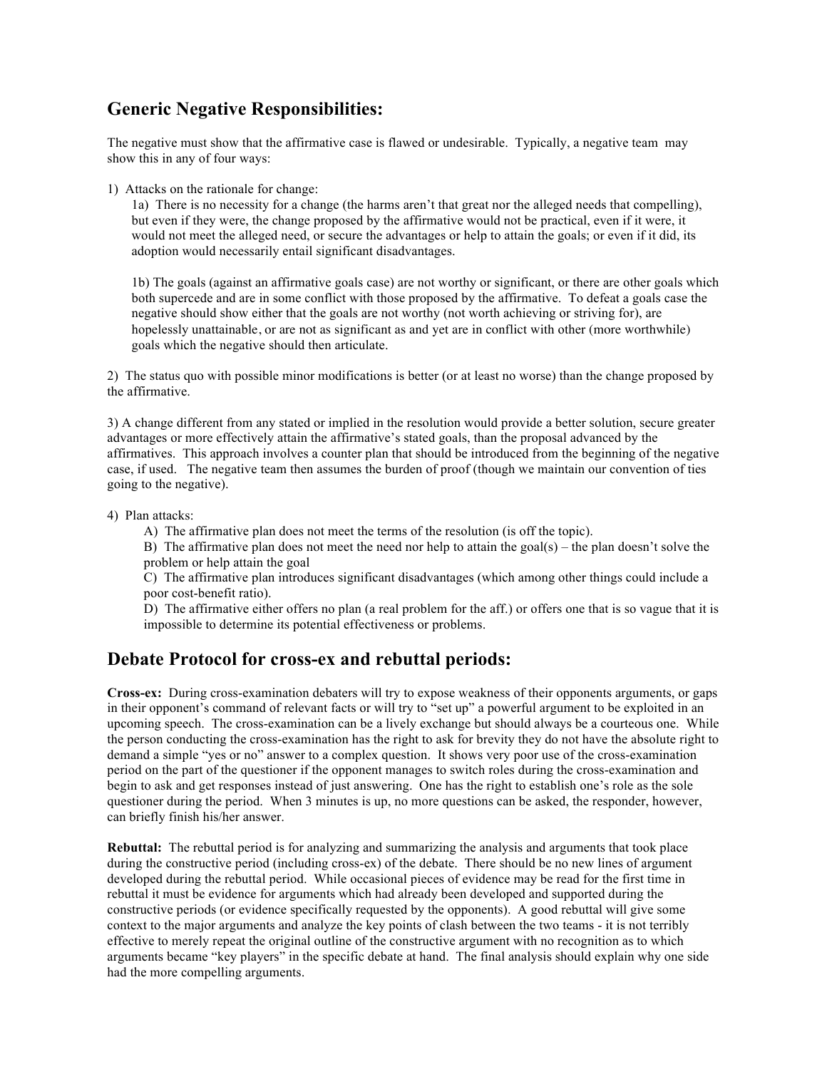## Generic Negative Responsibilities:

The negative must show that the affirmative case is flawed or undesirable. Typically, a negative team may show this in any of four ways:

1) Attacks on the rationale for change:

   1a) There is no necessity for a change (the harms aren't that great nor the alleged needs that compelling), but even if they were, the change proposed by the affirmative would not be practical, even if it were, it would not meet the alleged need, or secure the advantages or help to attain the goals; or even if it did, its adoption would necessarily entail significant disadvantages.

   1b) The goals (against an affirmative goals case) are not worthy or significant, or there are other goals which both supercede and are in some conflict with those proposed by the affirmative. To defeat a goals case the negative should show either that the goals are not worthy (not worth achieving or striving for), are hopelessly unattainable, or are not as significant as and yet are in conflict with other (more worthwhile) goals which the negative should then articulate.

2) The status quo with possible minor modifications is better (or at least no worse) than the change proposed by the affirmative.

3) A change different from any stated or implied in the resolution would provide a better solution, secure greater advantages or more effectively attain the affirmative's stated goals, than the proposal advanced by the affirmatives. This approach involves a counter plan that should be introduced from the beginning of the negative case, if used. The negative team then assumes the burden of proof (though we maintain our convention of ties going to the negative).

4) Plan attacks:
   - A) The affirmative plan does not meet the terms of the resolution (is off the topic).
   - B) The affirmative plan does not meet the need nor help to attain the goal(s) – the plan doesn't solve the problem or help attain the goal
   - C) The affirmative plan introduces significant disadvantages (which among other things could include a poor cost-benefit ratio).
   - D) The affirmative either offers no plan (a real problem for the aff.) or offers one that is so vague that it is impossible to determine its potential effectiveness or problems.

## Debate Protocol for cross-ex and rebuttal periods:

**Cross-ex:** During cross-examination debaters will try to expose weakness of their opponents arguments, or gaps in their opponent's command of relevant facts or will try to "set up" a powerful argument to be exploited in an upcoming speech. The cross-examination can be a lively exchange but should always be a courteous one. While the person conducting the cross-examination has the right to ask for brevity they do not have the absolute right to demand a simple "yes or no" answer to a complex question. It shows very poor use of the cross-examination period on the part of the questioner if the opponent manages to switch roles during the cross-examination and begin to ask and get responses instead of just answering. One has the right to establish one's role as the sole questioner during the period. When 3 minutes is up, no more questions can be asked, the responder, however, can briefly finish his/her answer.

**Rebuttal:** The rebuttal period is for analyzing and summarizing the analysis and arguments that took place during the constructive period (including cross-ex) of the debate. There should be no new lines of argument developed during the rebuttal period. While occasional pieces of evidence may be read for the first time in rebuttal it must be evidence for arguments which had already been developed and supported during the constructive periods (or evidence specifically requested by the opponents). A good rebuttal will give some context to the major arguments and analyze the key points of clash between the two teams - it is not terribly effective to merely repeat the original outline of the constructive argument with no recognition as to which arguments became "key players" in the specific debate at hand. The final analysis should explain why one side had the more compelling arguments.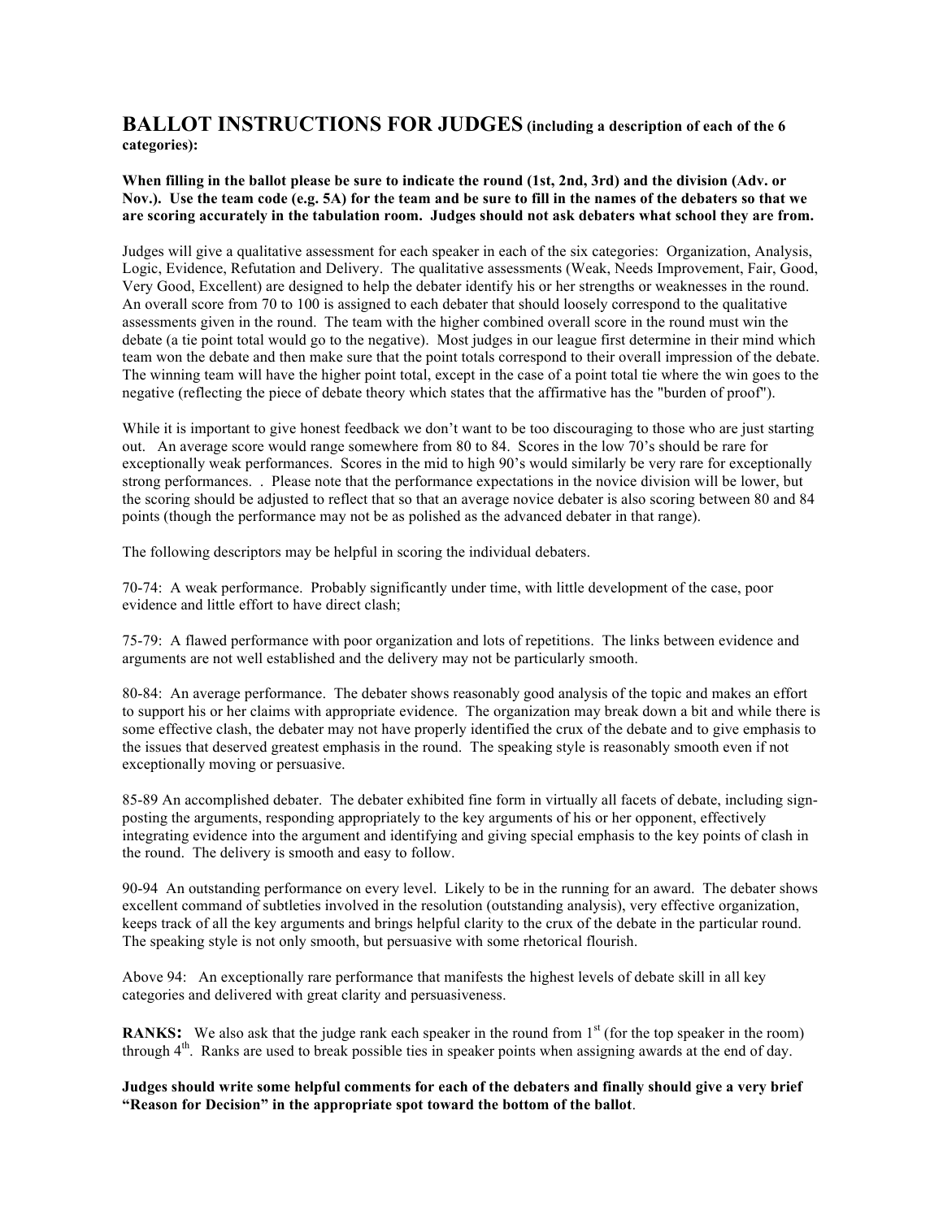## BALLOT INSTRUCTIONS FOR JUDGES (including a description of each of the 6 categories):

**When filling in the ballot please be sure to indicate the round (1st, 2nd, 3rd) and the division (Adv. or Nov.). Use the team code (e.g. 5A) for the team and be sure to fill in the names of the debaters so that we are scoring accurately in the tabulation room. Judges should not ask debaters what school they are from.**

Judges will give a qualitative assessment for each speaker in each of the six categories: Organization, Analysis, Logic, Evidence, Refutation and Delivery. The qualitative assessments (Weak, Needs Improvement, Fair, Good, Very Good, Excellent) are designed to help the debater identify his or her strengths or weaknesses in the round. An overall score from 70 to 100 is assigned to each debater that should loosely correspond to the qualitative assessments given in the round. The team with the higher combined overall score in the round must win the debate (a tie point total would go to the negative). Most judges in our league first determine in their mind which team won the debate and then make sure that the point totals correspond to their overall impression of the debate. The winning team will have the higher point total, except in the case of a point total tie where the win goes to the negative (reflecting the piece of debate theory which states that the affirmative has the "burden of proof").

While it is important to give honest feedback we don't want to be too discouraging to those who are just starting out. An average score would range somewhere from 80 to 84. Scores in the low 70's should be rare for exceptionally weak performances. Scores in the mid to high 90's would similarly be very rare for exceptionally strong performances. . Please note that the performance expectations in the novice division will be lower, but the scoring should be adjusted to reflect that so that an average novice debater is also scoring between 80 and 84 points (though the performance may not be as polished as the advanced debater in that range).

The following descriptors may be helpful in scoring the individual debaters.

70-74: A weak performance. Probably significantly under time, with little development of the case, poor evidence and little effort to have direct clash;

75-79: A flawed performance with poor organization and lots of repetitions. The links between evidence and arguments are not well established and the delivery may not be particularly smooth.

80-84: An average performance. The debater shows reasonably good analysis of the topic and makes an effort to support his or her claims with appropriate evidence. The organization may break down a bit and while there is some effective clash, the debater may not have properly identified the crux of the debate and to give emphasis to the issues that deserved greatest emphasis in the round. The speaking style is reasonably smooth even if not exceptionally moving or persuasive.

85-89 An accomplished debater. The debater exhibited fine form in virtually all facets of debate, including sign-posting the arguments, responding appropriately to the key arguments of his or her opponent, effectively integrating evidence into the argument and identifying and giving special emphasis to the key points of clash in the round. The delivery is smooth and easy to follow.

90-94 An outstanding performance on every level. Likely to be in the running for an award. The debater shows excellent command of subtleties involved in the resolution (outstanding analysis), very effective organization, keeps track of all the key arguments and brings helpful clarity to the crux of the debate in the particular round. The speaking style is not only smooth, but persuasive with some rhetorical flourish.

Above 94: An exceptionally rare performance that manifests the highest levels of debate skill in all key categories and delivered with great clarity and persuasiveness.

**RANKS:** We also ask that the judge rank each speaker in the round from 1st (for the top speaker in the room) through 4th. Ranks are used to break possible ties in speaker points when assigning awards at the end of day.

**Judges should write some helpful comments for each of the debaters and finally should give a very brief "Reason for Decision" in the appropriate spot toward the bottom of the ballot**.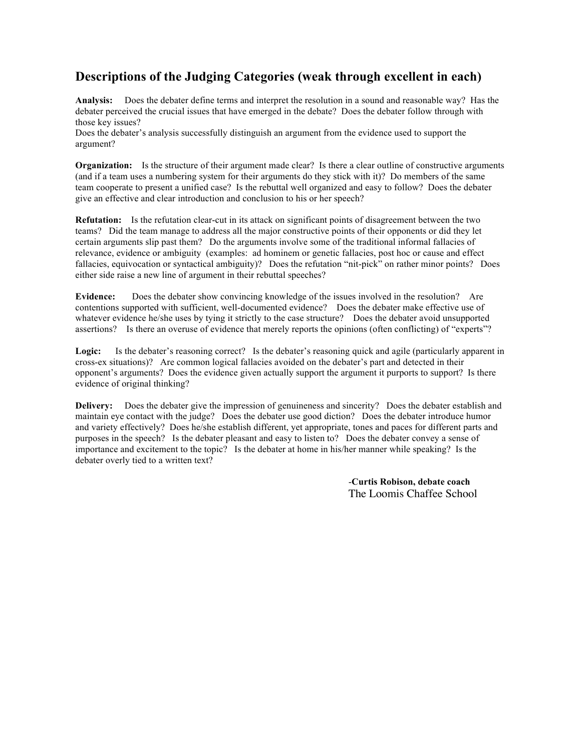## Descriptions of the Judging Categories (weak through excellent in each)

**Analysis:** Does the debater define terms and interpret the resolution in a sound and reasonable way? Has the debater perceived the crucial issues that have emerged in the debate? Does the debater follow through with those key issues?
Does the debater's analysis successfully distinguish an argument from the evidence used to support the argument?

**Organization:** Is the structure of their argument made clear? Is there a clear outline of constructive arguments (and if a team uses a numbering system for their arguments do they stick with it)? Do members of the same team cooperate to present a unified case? Is the rebuttal well organized and easy to follow? Does the debater give an effective and clear introduction and conclusion to his or her speech?

**Refutation:** Is the refutation clear-cut in its attack on significant points of disagreement between the two teams? Did the team manage to address all the major constructive points of their opponents or did they let certain arguments slip past them? Do the arguments involve some of the traditional informal fallacies of relevance, evidence or ambiguity (examples: ad hominem or genetic fallacies, post hoc or cause and effect fallacies, equivocation or syntactical ambiguity)? Does the refutation "nit-pick" on rather minor points? Does either side raise a new line of argument in their rebuttal speeches?

**Evidence:** Does the debater show convincing knowledge of the issues involved in the resolution? Are contentions supported with sufficient, well-documented evidence? Does the debater make effective use of whatever evidence he/she uses by tying it strictly to the case structure? Does the debater avoid unsupported assertions? Is there an overuse of evidence that merely reports the opinions (often conflicting) of "experts"?

**Logic:** Is the debater's reasoning correct? Is the debater's reasoning quick and agile (particularly apparent in cross-ex situations)? Are common logical fallacies avoided on the debater's part and detected in their opponent's arguments? Does the evidence given actually support the argument it purports to support? Is there evidence of original thinking?

**Delivery:** Does the debater give the impression of genuineness and sincerity? Does the debater establish and maintain eye contact with the judge? Does the debater use good diction? Does the debater introduce humor and variety effectively? Does he/she establish different, yet appropriate, tones and paces for different parts and purposes in the speech? Is the debater pleasant and easy to listen to? Does the debater convey a sense of importance and excitement to the topic? Is the debater at home in his/her manner while speaking? Is the debater overly tied to a written text?

-**Curtis Robison, debate coach**
The Loomis Chaffee School